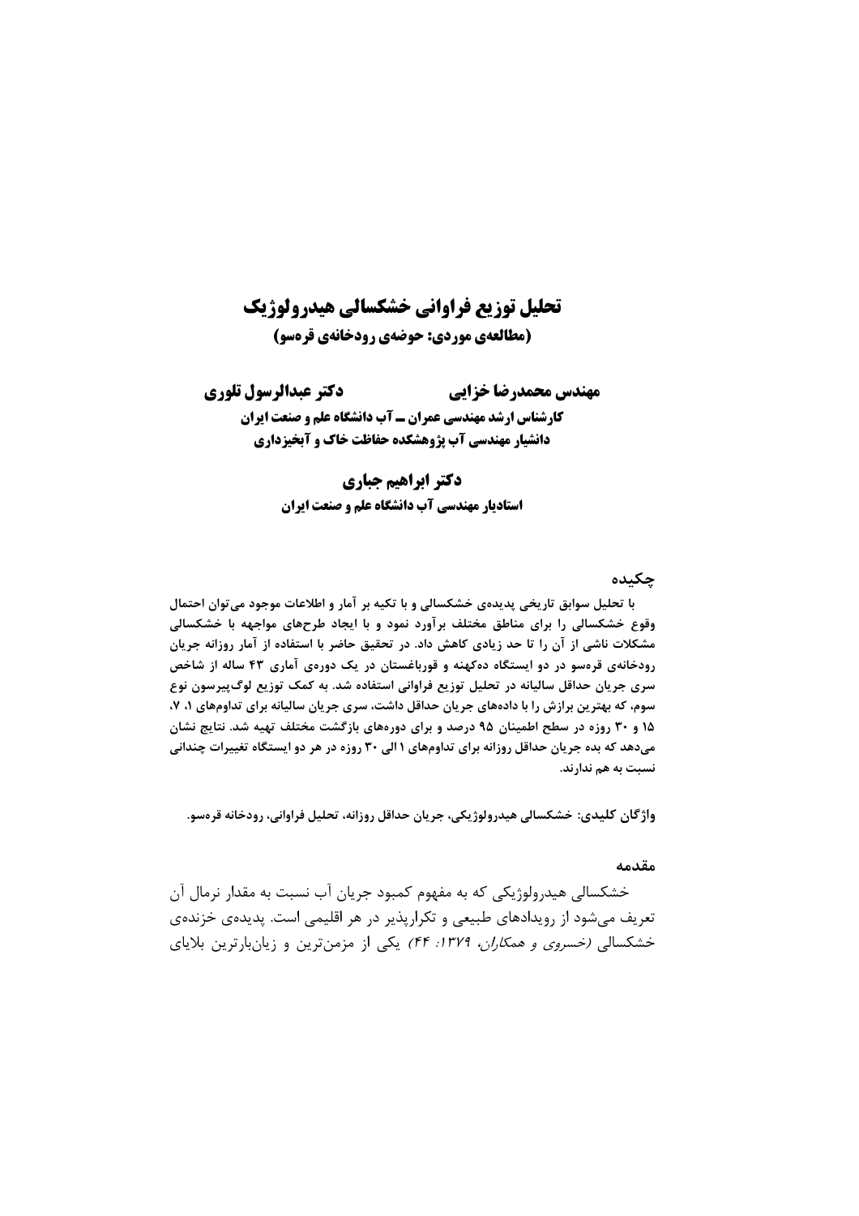# تحلیل توزیع فراوانی خشکسالی هیدرولوژیک

## (مطالعه‌ی موردی: حوضه‌ی رودخانه‌ی قره‌سو)

**مهندس محمدرضا خزایی** &nbsp;&nbsp;&nbsp;&nbsp;&nbsp;&nbsp;&nbsp;&nbsp; **دکتر عبدالرسول تلوری**

**کارشناس ارشد مهندسی عمران ــ آب دانشگاه علم و صنعت ایران**

**دانشیار مهندسی آب پژوهشکده حفاظت خاک و آبخیزداری**

**دکتر ابراهیم جباری**

**استادیار مهندسی آب دانشگاه علم و صنعت ایران**

### چکیده

**با تحلیل سوابق تاریخی پدیده‌ی خشکسالی و با تکیه بر آمار و اطلاعات موجود می‌توان احتمال وقوع خشکسالی را برای مناطق مختلف برآورد نمود و با ایجاد طرح‌های مواجهه با خشکسالی مشکلات ناشی از آن را تا حد زیادی کاهش داد. در تحقیق حاضر با استفاده از آمار روزانه جریان رودخانه‌ی قره‌سو در دو ایستگاه ده‌کهنه و قورباغستان در یک دوره‌ی آماری ۴۳ ساله از شاخص سری جریان حداقل سالیانه در تحلیل توزیع فراوانی استفاده شد. به کمک توزیع لوگ‌پیرسون نوع سوم، که بهترین برازش را با داده‌های جریان حداقل داشت، سری جریان سالیانه برای تداوم‌های ۱، ۷، ۱۵ و ۳۰ روزه در سطح اطمینان ۹۵ درصد و برای دوره‌های بازگشت مختلف تهیه شد. نتایج نشان می‌دهد که بده جریان حداقل روزانه برای تداوم‌های ۱ الی ۳۰ روزه در هر دو ایستگاه تغییرات چندانی نسبت به هم ندارند.**

**واژگان کلیدی:** خشکسالی هیدرولوژیکی، جریان حداقل روزانه، تحلیل فراوانی، رودخانه قره‌سو.

### مقدمه

خشکسالی هیدرولوژیکی که به مفهوم کمبود جریان آب نسبت به مقدار نرمال آن تعریف می‌شود از رویدادهای طبیعی و تکرارپذیر در هر اقلیمی است. پدیده‌ی خزنده‌ی خشکسالی *(خسروی و همکاران، ۱۳۷۹: ۴۴)* یکی از مزمن‌ترین و زیان‌بارترین بلایای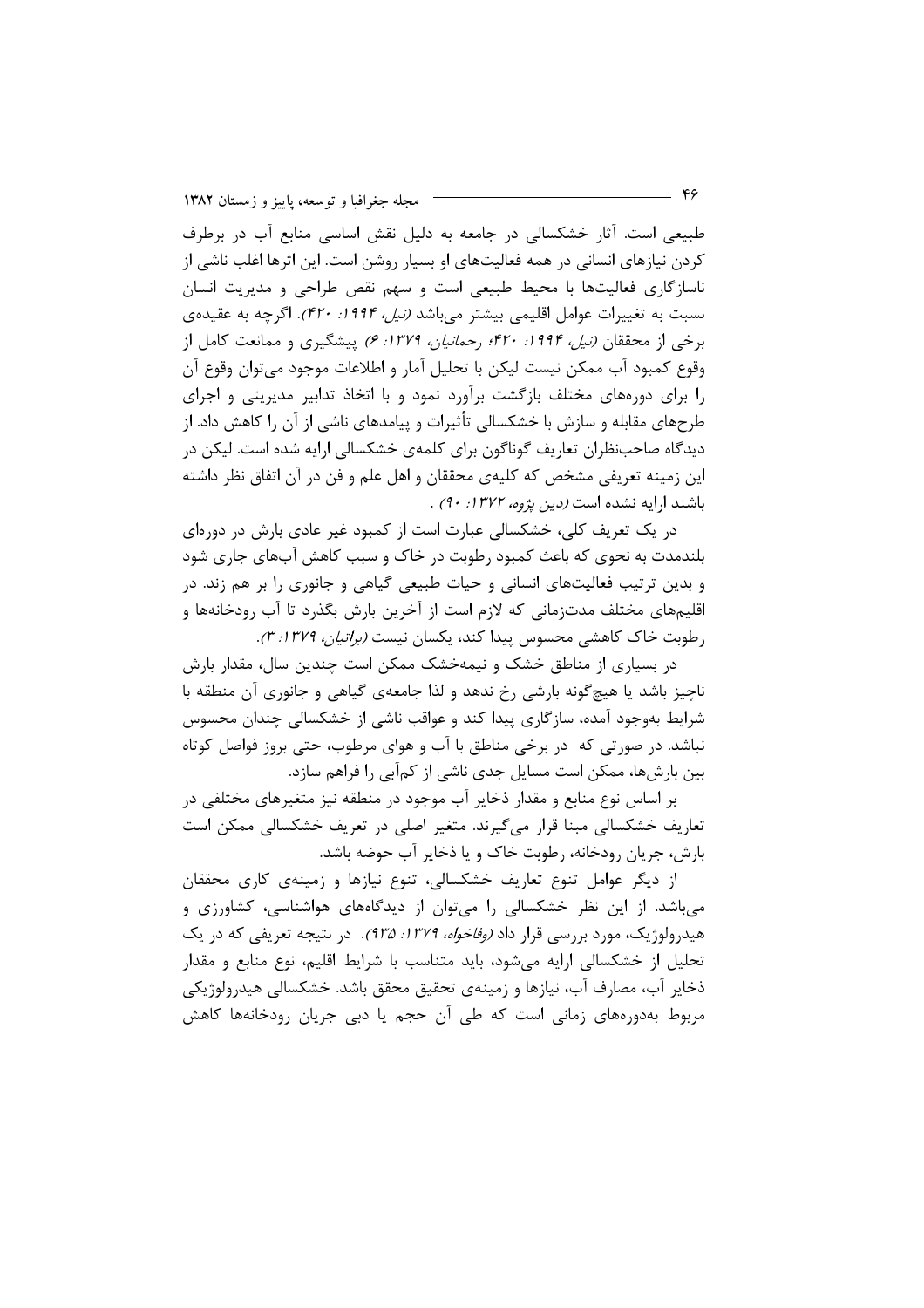طبیعی است. آثار خشکسالی در جامعه به دلیل نقش اساسی منابع آب در برطرف کردن نیازهای انسانی در همه فعالیت‌های او بسیار روشن است. این اثرها اغلب ناشی از ناسازگاری فعالیت‌ها با محیط طبیعی است و سهم نقص طراحی و مدیریت انسان نسبت به تغییرات عوامل اقلیمی بیشتر می‌باشد *(نیل، ۱۹۹۴: ۴۲۰)*. اگرچه به عقیده‌ی برخی از محققان *(نیل، ۱۹۹۴: ۴۲۰؛ رحمانیان، ۱۳۷۹: ۶)* پیشگیری و ممانعت کامل از وقوع کمبود آب ممکن نیست لیکن با تحلیل آمار و اطلاعات موجود می‌توان وقوع آن را برای دوره‌های مختلف بازگشت برآورد نمود و با اتخاذ تدابیر مدیریتی و اجرای طرح‌های مقابله و سازش با خشکسالی تأثیرات و پیامدهای ناشی از آن را کاهش داد. از دیدگاه صاحب‌نظران تعاریف گوناگون برای کلمه‌ی خشکسالی ارایه شده است. لیکن در این زمینه تعریفی مشخص که کلیه‌ی محققان و اهل علم و فن در آن اتفاق نظر داشته باشند ارایه نشده است *(دین پژوه، ۱۳۷۲: ۹۰)* .

در یک تعریف کلی، خشکسالی عبارت است از کمبود غیر عادی بارش در دوره‌ای بلندمدت به نحوی که باعث کمبود رطوبت در خاک و سبب کاهش آب‌های جاری شود و بدین ترتیب فعالیت‌های انسانی و حیات طبیعی گیاهی و جانوری را بر هم زند. در اقلیم‌های مختلف مدت‌زمانی که لازم است از آخرین بارش بگذرد تا آب رودخانه‌ها و رطوبت خاک کاهشی محسوس پیدا کند، یکسان نیست *(براتیان، ۱۳۷۹: ۳)*.

در بسیاری از مناطق خشک و نیمه‌خشک ممکن است چندین سال، مقدار بارش ناچیز باشد یا هیچ‌گونه بارشی رخ ندهد و لذا جامعه‌ی گیاهی و جانوری آن منطقه با شرایط به‌وجود آمده، سازگاری پیدا کند و عواقب ناشی از خشکسالی چندان محسوس نباشد. در صورتی که در برخی مناطق با آب و هوای مرطوب، حتی بروز فواصل کوتاه بین بارش‌ها، ممکن است مسایل جدی ناشی از کم‌آبی را فراهم سازد.

بر اساس نوع منابع و مقدار ذخایر آب موجود در منطقه نیز متغیرهای مختلفی در تعاریف خشکسالی مبنا قرار می‌گیرند. متغیر اصلی در تعریف خشکسالی ممکن است بارش، جریان رودخانه، رطوبت خاک و یا ذخایر آب حوضه باشد.

از دیگر عوامل تنوع تعاریف خشکسالی، تنوع نیازها و زمینه‌ی کاری محققان می‌باشد. از این نظر خشکسالی را می‌توان از دیدگاه‌های هواشناسی، کشاورزی و هیدرولوژیک، مورد بررسی قرار داد *(وفاخواه، ۱۳۷۹: ۹۳۵)*. در نتیجه تعریفی که در یک تحلیل از خشکسالی ارایه می‌شود، باید متناسب با شرایط اقلیم، نوع منابع و مقدار ذخایر آب، مصارف آب، نیازها و زمینه‌ی تحقیق محقق باشد. خشکسالی هیدرولوژیکی مربوط به‌دوره‌های زمانی است که طی آن حجم یا دبی جریان رودخانه‌ها کاهش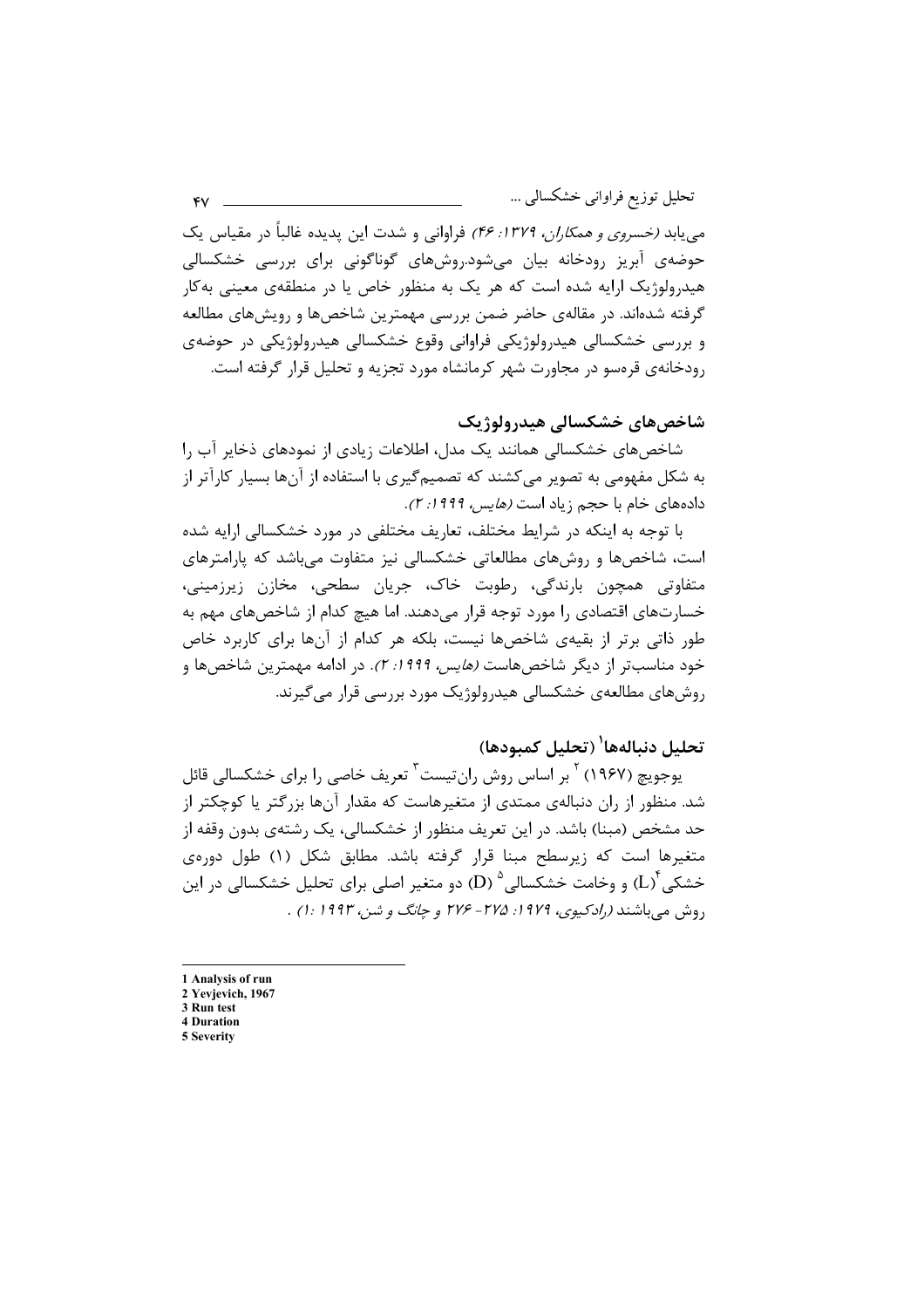می‌یابد *(خسروی و همکاران، ۱۳۷۹: ۴۶)* فراوانی و شدت این پدیده غالباً در مقیاس یک حوضه‌ی آبریز رودخانه بیان می‌شود.روش‌های گوناگونی برای بررسی خشکسالی هیدرولوژیک ارایه شده است که هر یک به منظور خاص یا در منطقه‌ی معینی به‌کار گرفته شده‌اند. در مقاله‌ی حاضر ضمن بررسی مهمترین شاخص‌ها و رویش‌های مطالعه و بررسی خشکسالی هیدرولوژیکی فراوانی وقوع خشکسالی هیدرولوژیکی در حوضه‌ی رودخانه‌ی قره‌سو در مجاورت شهر کرمانشاه مورد تجزیه و تحلیل قرار گرفته است.

## شاخص‌های خشکسالی هیدرولوژیک

شاخص‌های خشکسالی همانند یک مدل، اطلاعات زیادی از نمودهای ذخایر آب را به شکل مفهومی به تصویر می‌کشند که تصمیم‌گیری با استفاده از آن‌ها بسیار کارآتر از داده‌های خام با حجم زیاد است *(هایس، ۱۹۹۹: ۲)*.

با توجه به اینکه در شرایط مختلف، تعاریف مختلفی در مورد خشکسالی ارایه شده است، شاخص‌ها و روش‌های مطالعاتی خشکسالی نیز متفاوت می‌باشد که پارامترهای متفاوتی همچون بارندگی، رطوبت خاک، جریان سطحی، مخازن زیرزمینی، خسارت‌های اقتصادی را مورد توجه قرار می‌دهند. اما هیچ کدام از شاخص‌های مهم به طور ذاتی برتر از بقیه‌ی شاخص‌ها نیست، بلکه هر کدام از آن‌ها برای کاربرد خاص خود مناسب‌تر از دیگر شاخص‌هاست *(هایس، ۱۹۹۹: ۲)*. در ادامه مهمترین شاخص‌ها و روش‌های مطالعه‌ی خشکسالی هیدرولوژیک مورد بررسی قرار می‌گیرند.

### تحلیل دنباله‌ها[1] (تحلیل کمبودها)

یوجویچ (۱۹۶۷) [2] بر اساس روش ران‌تیست[3] تعریف خاصی را برای خشکسالی قائل شد. منظور از ران دنباله‌ی ممتدی از متغیرهاست که مقدار آن‌ها بزرگتر یا کوچکتر از حد مشخص (مبنا) باشد. در این تعریف منظور از خشکسالی، یک رشته‌ی بدون وقفه از متغیرها است که زیرسطح مبنا قرار گرفته باشد. مطابق شکل (۱) طول دوره‌ی خشکی[4] ($L$) و وخامت خشکسالی[5] ($D$) دو متغیر اصلی برای تحلیل خشکسالی در این روش می‌باشند *(رادکیوی، ۱۹۷۹: ۲۷۵- ۲۷۶ و چانگ و شن، ۱۹۹۳ :۱)* .

---

1 Analysis of run
2 Yevjevich, 1967
3 Run test
4 Duration
5 Severity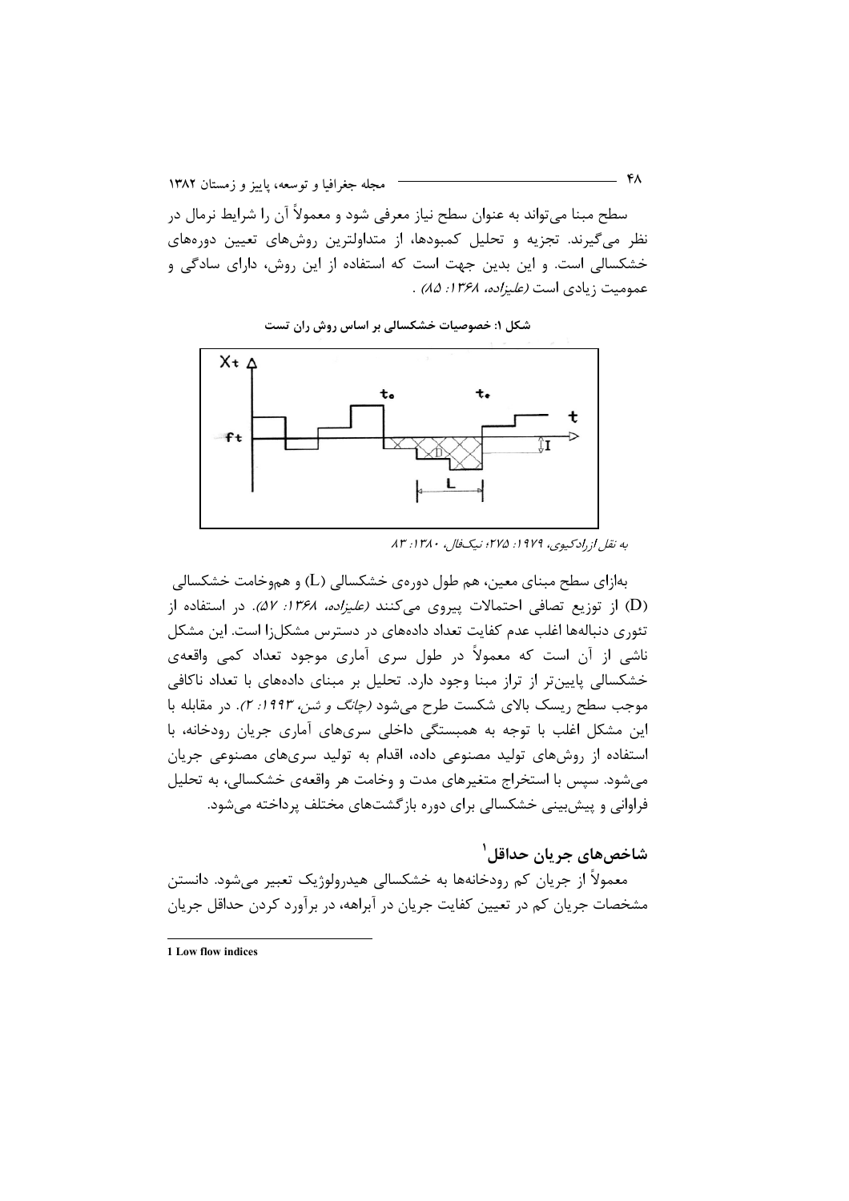سطح مبنا می‌تواند به عنوان سطح نیاز معرفی شود و معمولاً آن را شرایط نرمال در نظر می‌گیرند. تجزیه و تحلیل کمبودها، از متداولترین روش‌های تعیین دوره‌های خشکسالی است. و این بدین جهت است که استفاده از این روش، دارای سادگی و عمومیت زیادی است (*علیزاده، ۱۳۶۸: ۸۵*) .

**شکل ۱: خصوصیات خشکسالی بر اساس روش ران تست**

*به نقل ازرادکیوی، ۱۹۷۹: ۲۷۵؛ نیک‌فال، ۱۳۸۰: ۸۳*

به‌ازای سطح مبنای معین، هم طول دوره‌ی خشکسالی (L) و هم‌وخامت خشکسالی (D) از توزیع تصافی احتمالات پیروی می‌کنند (*علیزاده، ۱۳۶۸: ۵۷*). در استفاده از تئوری دنباله‌ها اغلب عدم کفایت تعداد داده‌های در دسترس مشکل‌زا است. این مشکل ناشی از آن است که معمولاً در طول سری آماری موجود تعداد کمی واقعه‌ی خشکسالی پایین‌تر از تراز مبنا وجود دارد. تحلیل بر مبنای داده‌های با تعداد ناکافی موجب سطح ریسک بالای شکست طرح می‌شود (*چانگ و شن، ۱۹۹۳: ۲*). در مقابله با این مشکل اغلب با توجه به همبستگی داخلی سری‌های آماری جریان رودخانه، با استفاده از روش‌های تولید مصنوعی داده، اقدام به تولید سری‌های مصنوعی جریان می‌شود. سپس با استخراج متغیرهای مدت و وخامت هر واقعه‌ی خشکسالی، به تحلیل فراوانی و پیش‌بینی خشکسالی برای دوره بازگشت‌های مختلف پرداخته می‌شود.

## شاخص‌های جریان حداقل[1]

معمولاً از جریان کم رودخانه‌ها به خشکسالی هیدرولوژیک تعبیر می‌شود. دانستن مشخصات جریان کم در تعیین کفایت جریان در آبراهه، در برآورد کردن حداقل جریان

---

1 Low flow indices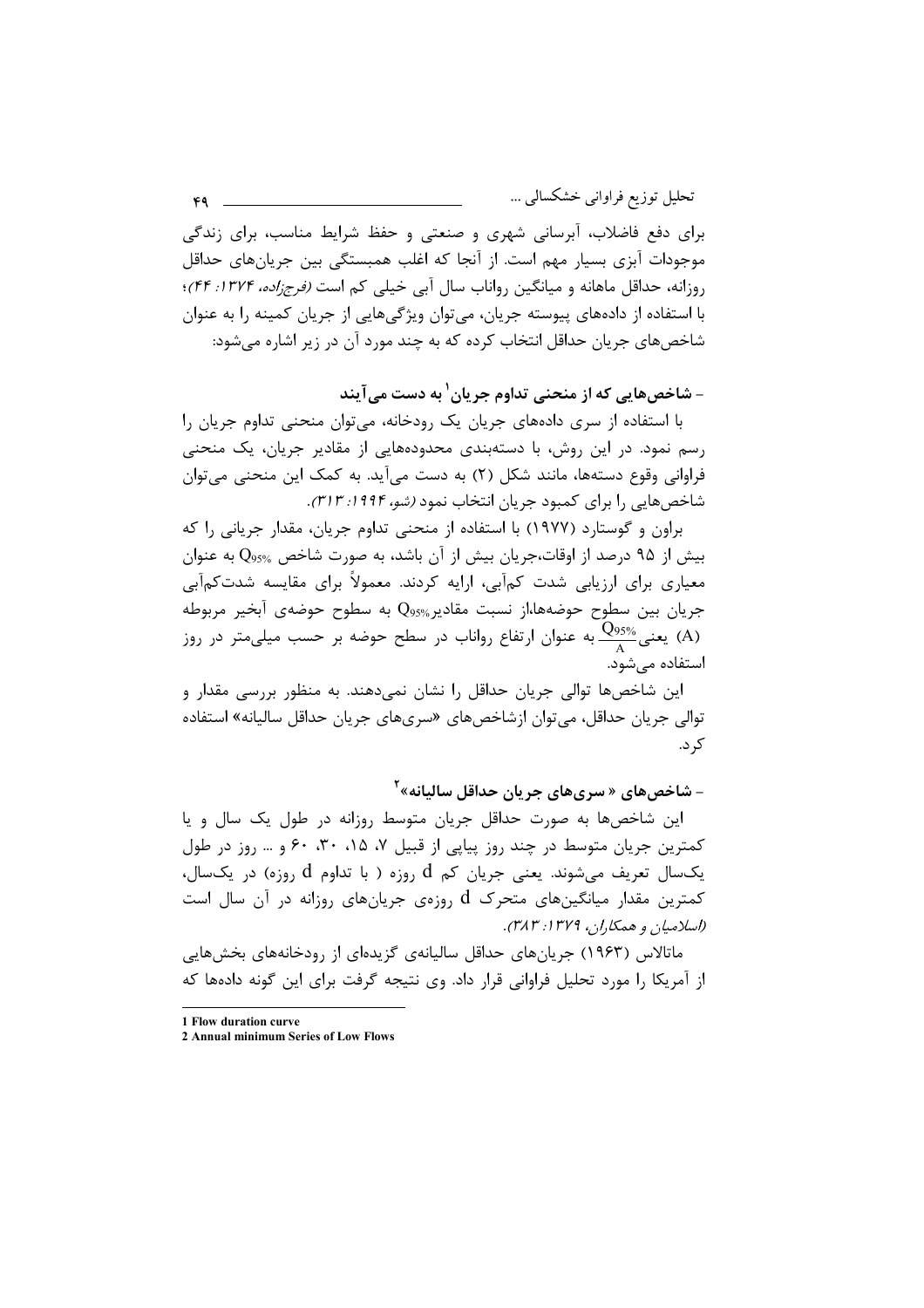برای دفع فاضلاب، آبرسانی شهری و صنعتی و حفظ شرایط مناسب، برای زندگی موجودات آبزی بسیار مهم است. از آنجا که اغلب همبستگی بین جریان‌های حداقل روزانه، حداقل ماهانه و میانگین رواناب سال آبی خیلی کم است *(فرجزاده، ۱۳۷۴: ۴۴)*؛ با استفاده از داده‌های پیوسته جریان، می‌توان ویژگی‌هایی از جریان کمینه را به عنوان شاخص‌های جریان حداقل انتخاب کرده که به چند مورد آن در زیر اشاره می‌شود:

### - شاخص‌هایی که از منحنی تداوم جریان[1] به دست می‌آیند

با استفاده از سری داده‌های جریان یک رودخانه، می‌توان منحنی تداوم جریان را رسم نمود. در این روش، با دسته‌بندی محدوده‌هایی از مقادیر جریان، یک منحنی فراوانی وقوع دسته‌ها، مانند شکل (۲) به دست می‌آید. به کمک این منحنی می‌توان شاخص‌هایی را برای کمبود جریان انتخاب نمود *(شو، ۱۹۹۴: ۳۱۳)*.

براون و گوستارد (۱۹۷۷) با استفاده از منحنی تداوم جریان، مقدار جریانی را که بیش از ۹۵ درصد از اوقات،جریان بیش از آن باشد، به صورت شاخص $Q_{95\%}$ به عنوان معیاری برای ارزیابی شدت کم‌آبی، ارایه کردند. معمولاً برای مقایسه شدت‌کم‌آبی جریان بین سطوح حوضه‌ها،از نسبت مقادیر $Q_{95\%}$ به سطوح حوضه‌ی آبخیر مربوطه (A) یعنی $\frac{Q_{95\%}}{A}$ به عنوان ارتفاع رواناب در سطح حوضه بر حسب میلی‌متر در روز استفاده می‌شود.

این شاخص‌ها توالی جریان حداقل را نشان نمی‌دهند. به منظور بررسی مقدار و توالی جریان حداقل، می‌توان ازشاخص‌های «سری‌های جریان حداقل سالیانه» استفاده کرد.

### - شاخص‌های « سری‌های جریان حداقل سالیانه»[2]

این شاخص‌ها به صورت حداقل جریان متوسط روزانه در طول یک سال و یا کمترین جریان متوسط در چند روز پیاپی از قبیل ۷، ۱۵، ۳۰، ۶۰ و ... روز در طول یک‌سال تعریف می‌شوند. یعنی جریان کم $d$ روزه ( با تداوم $d$ روزه) در یک‌سال، کمترین مقدار میانگین‌های متحرک $d$ روزه‌ی جریان‌های روزانه در آن سال است *(اسلامیان و همکاران، ۱۳۷۹: ۳۸۳)*.

ماتالاس (۱۹۶۳) جریان‌های حداقل سالیانه‌ی گزیده‌ای از رودخانه‌های بخش‌هایی از آمریکا را مورد تحلیل فراوانی قرار داد. وی نتیجه گرفت برای این گونه داده‌ها که

---

1 Flow duration curve

2 Annual minimum Series of Low Flows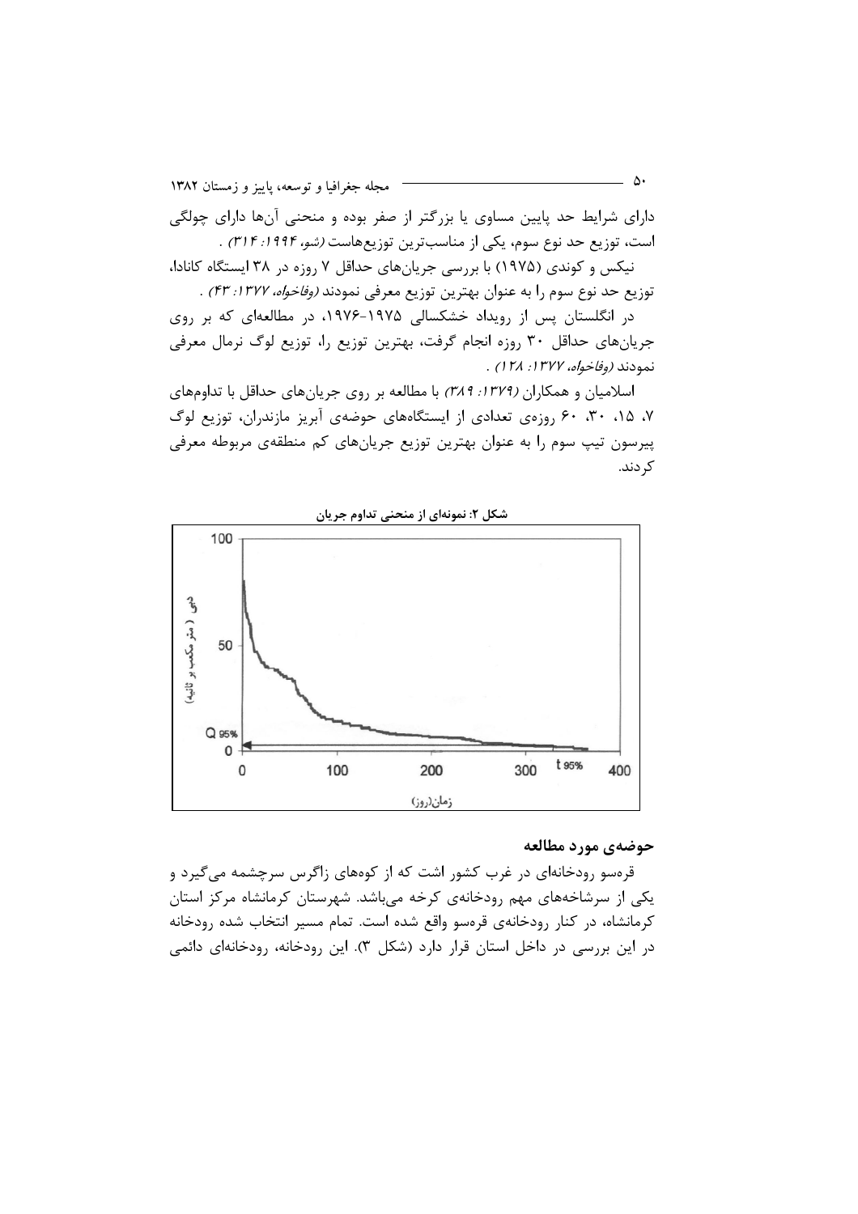دارای شرایط حد پایین مساوی یا بزرگتر از صفر بوده و منحنی آن‌ها دارای چولگی است، توزیع حد نوع سوم، یکی از مناسب‌ترین توزیع‌هاست *(شو، ۱۹۹۴: ۳۱۴)* .

نیکس و کوندی (۱۹۷۵) با بررسی جریان‌های حداقل ۷ روزه در ۳۸ ایستگاه کانادا، توزیع حد نوع سوم را به عنوان بهترین توزیع معرفی نمودند *(وفاخواه، ۱۳۷۷: ۴۳)* .

در انگلستان پس از رویداد خشکسالی ۱۹۷۵-۱۹۷۶، در مطالعه‌ای که بر روی جریان‌های حداقل ۳۰ روزه انجام گرفت، بهترین توزیع را، توزیع لوگ نرمال معرفی نمودند *(وفاخواه، ۱۳۷۷: ۱۲۸)* .

اسلامیان و همکاران *(۱۳۷۹: ۳۸۹)* با مطالعه بر روی جریان‌های حداقل با تداوم‌های ۷، ۱۵، ۳۰، ۶۰ روزه‌ی تعدادی از ایستگاه‌های حوضه‌ی آبریز مازندران، توزیع لوگ پیرسون تیپ سوم را به عنوان بهترین توزیع جریان‌های کم منطقه‌ی مربوطه معرفی کردند.

**شکل ۲: نمونه‌ای از منحنی تداوم جریان**

## حوضه‌ی مورد مطالعه

قره‌سو رودخانه‌ای در غرب کشور است که از کوه‌های زاگرس سرچشمه می‌گیرد و یکی از سرشاخه‌های مهم رودخانه‌ی کرخه می‌باشد. شهرستان کرمانشاه مرکز استان کرمانشاه، در کنار رودخانه‌ی قره‌سو واقع شده است. تمام مسیر انتخاب شده رودخانه در این بررسی در داخل استان قرار دارد (شکل ۳). این رودخانه، رودخانه‌ای دائمی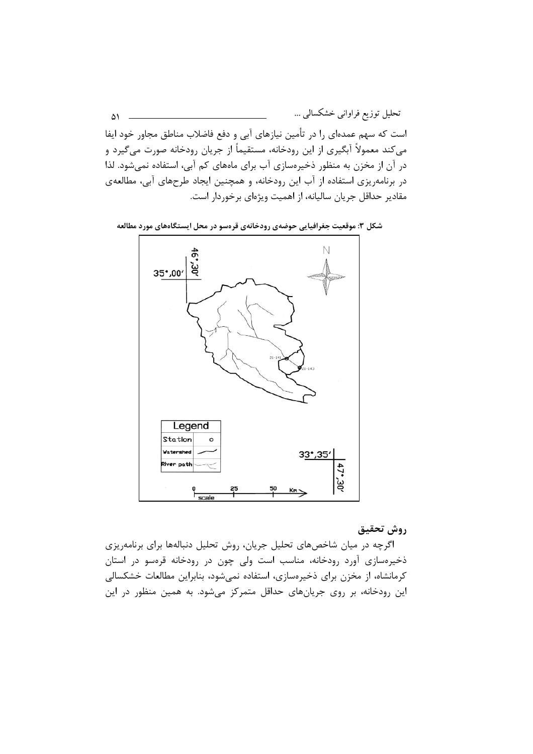است که سهم عمده‌ای را در تأمین نیازهای آبی و دفع فاضلاب مناطق مجاور خود ایفا می‌کند معمولاً آبگیری از این رودخانه، مستقیماً از جریان رودخانه صورت می‌گیرد و در آن از مخزن به منظور ذخیره‌سازی آب برای ماه‌های کم آبی، استفاده نمی‌شود. لذا در برنامه‌ریزی استفاده از آب این رودخانه، و همچنین ایجاد طرح‌های آبی، مطالعه‌ی مقادیر حداقل جریان سالیانه، از اهمیت ویژه‌ای برخوردار است.

**شکل ۳: موقعیت جغرافیایی حوضه‌ی رودخانه‌ی قره‌سو در محل ایستگاه‌های مورد مطالعه**

## روش تحقیق

اگرچه در میان شاخص‌های تحلیل جریان، روش تحلیل دنباله‌ها برای برنامه‌ریزی ذخیره‌سازی آورد رودخانه، مناسب است ولی چون در رودخانه قره‌سو در استان کرمانشاه، از مخزن برای ذخیره‌سازی، استفاده نمی‌شود، بنابراین مطالعات خشکسالی این رودخانه، بر روی جریان‌های حداقل متمرکز می‌شود. به همین منظور در این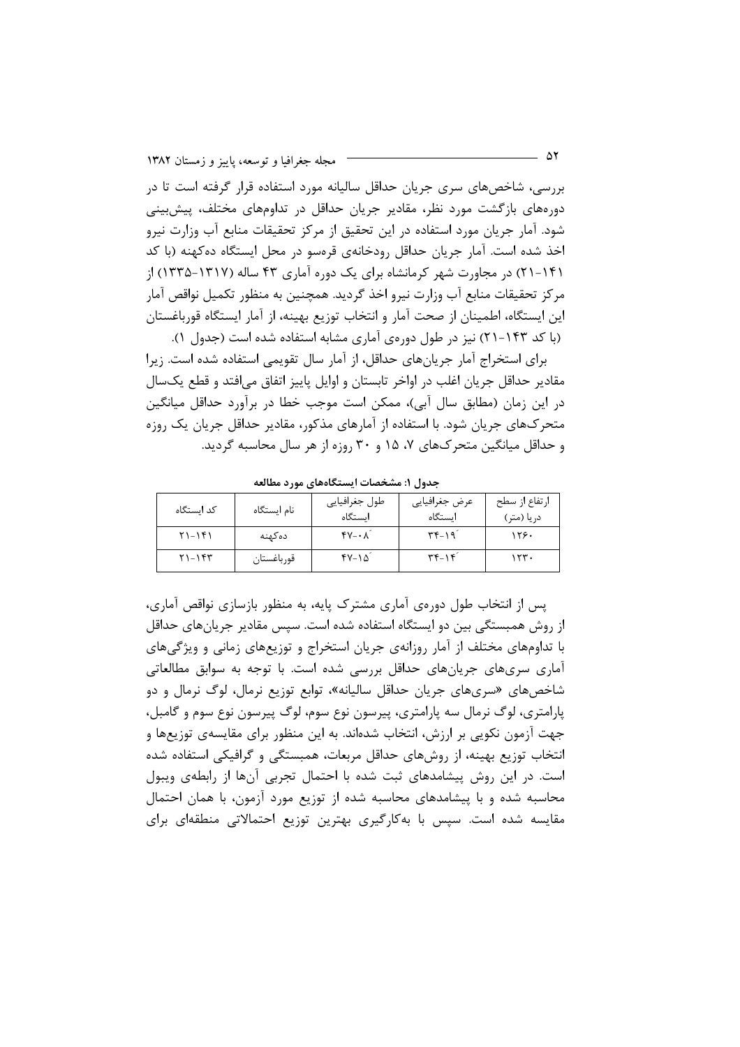بررسی، شاخص‌های سری جریان حداقل سالیانه مورد استفاده قرار گرفته است تا در دوره‌های بازگشت مورد نظر، مقادیر جریان حداقل در تداوم‌های مختلف، پیش‌بینی شود. آمار جریان مورد استفاده در این تحقیق از مرکز تحقیقات منابع آب وزارت نیرو اخذ شده است. آمار جریان حداقل رودخانه‌ی قره‌سو در محل ایستگاه ده‌کهنه (با کد ۱۴۱-۲۱) در مجاورت شهر کرمانشاه برای یک دوره آماری ۴۳ ساله (۱۳۱۷-۱۳۳۵) از مرکز تحقیقات منابع آب وزارت نیرو اخذ گردید. همچنین به منظور تکمیل نواقص آمار این ایستگاه، اطمینان از صحت آمار و انتخاب توزیع بهینه، از آمار ایستگاه قورباغستان (با کد ۱۴۳-۲۱) نیز در طول دوره‌ی آماری مشابه استفاده شده است (جدول ۱).

برای استخراج آمار جریان‌های حداقل، از آمار سال تقویمی استفاده شده است. زیرا مقادیر حداقل جریان اغلب در اواخر تابستان و اوایل پاییز اتفاق می‌افتد و قطع یک‌سال در این زمان (مطابق سال آبی)، ممکن است موجب خطا در برآورد حداقل میانگین متحرک‌های جریان شود. با استفاده از آمارهای مذکور، مقادیر حداقل جریان یک روزه و حداقل میانگین متحرک‌های ۷، ۱۵ و ۳۰ روزه از هر سال محاسبه گردید.

**جدول ۱: مشخصات ایستگاه‌های مورد مطالعه**

| کد ایستگاه | نام ایستگاه | طول جغرافیایی ایستگاه | عرض جغرافیایی ایستگاه | ارتفاع از سطح دریا (متر) |
|---|---|---|---|---|
| ۱۴۱-۲۱ | ده‌کهنه | ۰۸´-۴۷ | ۱۹´-۳۴ | ۱۲۶۰ |
| ۱۴۳-۲۱ | قورباغستان | ۱۵´-۴۷ | ۱۴´-۳۴ | ۱۲۳۰ |

پس از انتخاب طول دوره‌ی آماری مشترک پایه، به منظور بازسازی نواقص آماری، از روش همبستگی بین دو ایستگاه استفاده شده است. سپس مقادیر جریان‌های حداقل با تداوم‌های مختلف از آمار روزانه‌ی جریان استخراج و توزیع‌های زمانی و ویژگی‌های آماری سری‌های جریان‌های حداقل بررسی شده است. با توجه به سوابق مطالعاتی شاخص‌های «سری‌های جریان حداقل سالیانه»، توابع توزیع نرمال، لوگ نرمال و دو پارامتری، لوگ نرمال سه پارامتری، پیرسون نوع سوم، لوگ پیرسون نوع سوم و گامبل، جهت آزمون نکویی بر ارزش، انتخاب شده‌اند. به این منظور برای مقایسه‌ی توزیع‌ها و انتخاب توزیع بهینه، از روش‌های حداقل مربعات، همبستگی و گرافیکی استفاده شده است. در این روش پیشامدهای ثبت شده با احتمال تجربی آن‌ها از رابطه‌ی ویبول محاسبه شده و با پیشامدهای محاسبه شده از توزیع مورد آزمون، با همان احتمال مقایسه شده است. سپس با به‌کارگیری بهترین توزیع احتمالاتی منطقه‌ای برای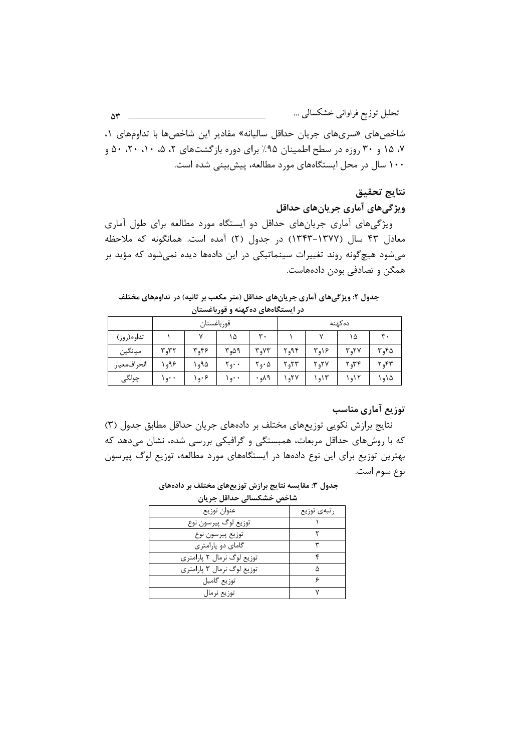شاخص‌های «سری‌های جریان حداقل سالیانه» مقادیر این شاخص‌ها با تداوم‌های ۱، ۷، ۱۵ و ۳۰ روزه در سطح اطمینان ۹۵٪ برای دوره بازگشت‌های ۲، ۵، ۱۰، ۲۰، ۵۰ و ۱۰۰ سال در محل ایستگاه‌های مورد مطالعه، پیش‌بینی شده است.

## نتایج تحقیق

### ویژگی‌های آماری جریان‌های حداقل

ویژگی‌های آماری جریان‌های حداقل دو ایستگاه مورد مطالعه برای طول آماری معادل ۴۳ سال (۱۳۷۷-۱۳۴۳) در جدول (۲) آمده است. همانگونه که ملاحظه می‌شود هیچ‌گونه روند تغییرات سینماتیکی در این داده‌ها دیده نمی‌شود که مؤید بر همگن و تصادفی بودن داده‌هاست.

**جدول ۲: ویژگی‌های آماری جریان‌های حداقل (متر مکعب بر ثانیه) در تداوم‌های مختلف در ایستگاه‌های ده‌کهنه و قورباغستان**

| | قورباغستان | | | | ده‌کهنه | | | |
|---|---|---|---|---|---|---|---|---|
| تداوم(روز) | ۱ | ۷ | ۱۵ | ۳۰ | ۱ | ۷ | ۱۵ | ۳۰ |
| میانگین | ۳و۳۲ | ۳و۴۶ | ۳و۵۹ | ۳و۷۳ | ۲و۹۴ | ۳و۱۶ | ۳و۲۷ | ۳و۴۵ |
| انحراف‌معیار | ۱و۹۶ | ۱و۹۵ | ۲و۰۰ | ۲و۰۵ | ۲و۲۳ | ۲و۲۷ | ۲و۳۴ | ۲و۴۳ |
| چولگی | ۱و۰۰ | ۱و۰۶ | ۱و۰۰ | ۰و۸۹ | ۱و۲۷ | ۱و۱۳ | ۱و۱۲ | ۱و۱۵ |

### توزیع آماری مناسب

نتایج برازش نکویی توزیع‌های مختلف بر داده‌های جریان حداقل مطابق جدول (۳) که با روش‌های حداقل مربعات، همبستگی و گرافیکی بررسی شده، نشان می‌دهد که بهترین توزیع برای این نوع داده‌ها در ایستگاه‌های مورد مطالعه، توزیع لوگ پیرسون نوع سوم است.

**جدول ۳: مقایسه نتایج برازش توزیع‌های مختلف بر داده‌های شاخص خشکسالی حداقل جریان**

| عنوان توزیع | رتبه‌ی توزیع |
|---|---|
| توزیع لوگ پیرسون نوع | ۱ |
| توزیع پیرسون نوع | ۲ |
| گامای دو پارامتری | ۳ |
| توزیع لوگ نرمال ۲ پارامتری | ۴ |
| توزیع لوگ نرمال ۳ پارامتری | ۵ |
| توزیع گامبل | ۶ |
| توزیع نرمال | ۷ |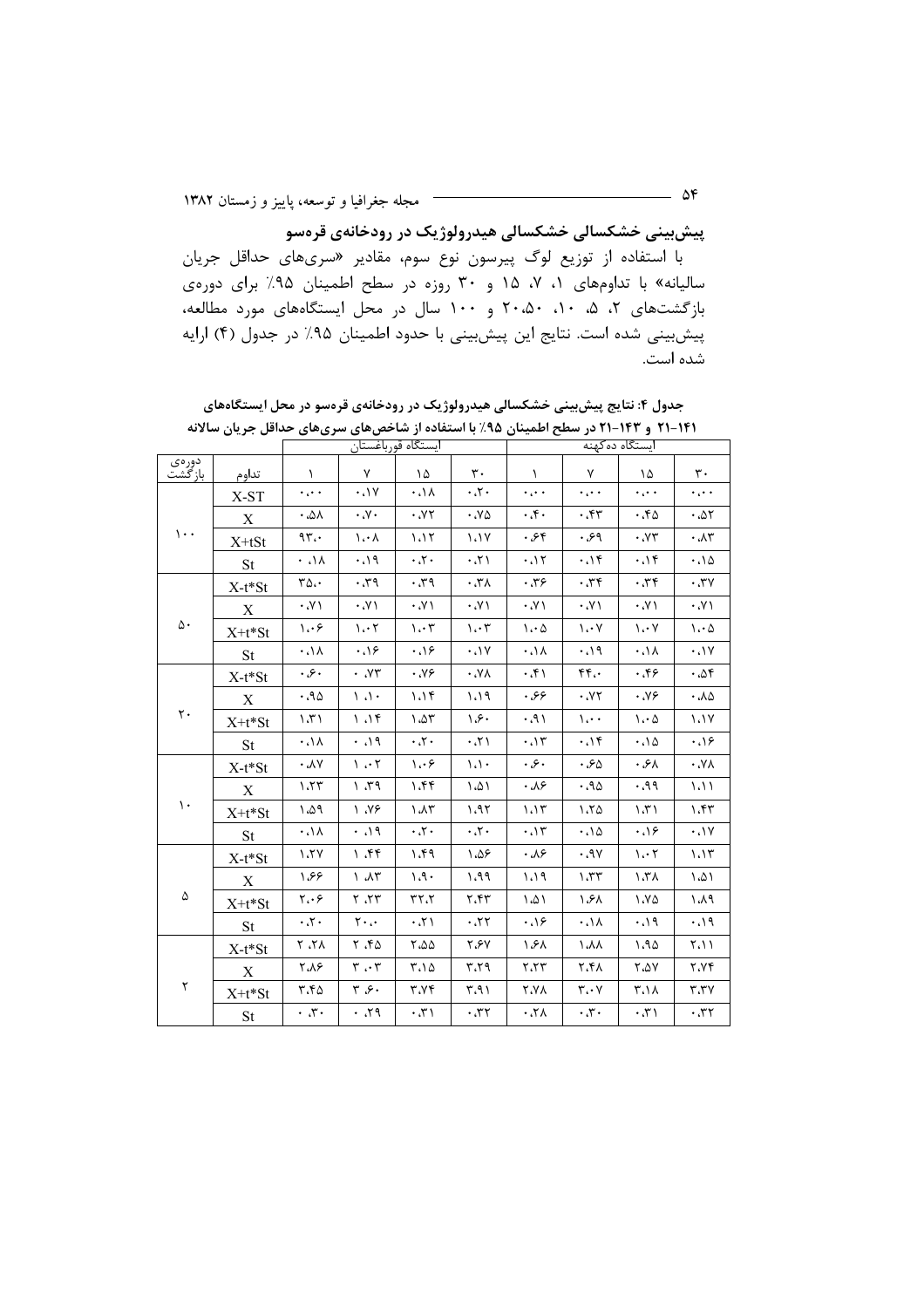## پیش‌بینی خشکسالی خشکسالی هیدرولوژیک در رودخانه‌ی قره‌سو

با استفاده از توزیع لوگ پیرسون نوع سوم، مقادیر «سری‌های حداقل جریان سالیانه» با تداوم‌های ۱، ۷، ۱۵ و ۳۰ روزه در سطح اطمینان ۹۵٪ برای دوره‌ی بازگشت‌های ۲، ۵، ۱۰، ۲۰،۵۰ و ۱۰۰ سال در محل ایستگاه‌های مورد مطالعه، پیش‌بینی شده است. نتایج این پیش‌بینی با حدود اطمینان ۹۵٪ در جدول (۴) ارایه شده است.

**جدول ۴: نتایج پیش‌بینی خشکسالی هیدرولوژیک در رودخانه‌ی قره‌سو در محل ایستگاه‌های ۱۴۱–۲۱ و ۱۴۳–۲۱ در سطح اطمینان ۹۵٪ با استفاده از شاخص‌های سری‌های حداقل جریان سالانه**

| دوره‌ی بازگشت | تداوم | ایستگاه قورباغستان | | | | ایستگاه ده‌کهنه | | | |
|---|---|---|---|---|---|---|---|---|---|
| | | ۱ | ۷ | ۱۵ | ۳۰ | ۱ | ۷ | ۱۵ | ۳۰ |
| ۱۰۰ | X-ST | ۰.۰۰ | ۰.۱۷ | ۰.۱۸ | ۰.۲۰ | ۰.۰۰ | ۰.۰۰ | ۰.۰۰ | ۰.۰۰ |
| | X | ۰.۵۸ | ۰.۷۰ | ۰.۷۲ | ۰.۷۵ | ۰.۴۰ | ۰.۴۳ | ۰.۴۵ | ۰.۵۲ |
| | X+tSt | ۹۳.۰ | ۱.۰۸ | ۱.۱۲ | ۱.۱۷ | ۰.۶۴ | ۰.۶۹ | ۰.۷۳ | ۰.۸۳ |
| | St | ۰.۱۸ | ۰.۱۹ | ۰.۲۰ | ۰.۲۱ | ۰.۱۲ | ۰.۱۴ | ۰.۱۴ | ۰.۱۵ |
| ۵۰ | X-t*St | ۳۵.۰ | ۰.۳۹ | ۰.۳۹ | ۰.۳۸ | ۰.۳۶ | ۰.۳۴ | ۰.۳۴ | ۰.۳۷ |
| | X | ۰.۷۱ | ۰.۷۱ | ۰.۷۱ | ۰.۷۱ | ۰.۷۱ | ۰.۷۱ | ۰.۷۱ | ۰.۷۱ |
| | X+t*St | ۱.۰۶ | ۱.۰۲ | ۱.۰۳ | ۱.۰۳ | ۱.۰۵ | ۱.۰۷ | ۱.۰۷ | ۱.۰۵ |
| | St | ۰.۱۸ | ۰.۱۶ | ۰.۱۶ | ۰.۱۷ | ۰.۱۸ | ۰.۱۹ | ۰.۱۸ | ۰.۱۷ |
| ۲۰ | X-t*St | ۰.۶۰ | ۰.۷۳ | ۰.۷۶ | ۰.۷۸ | ۰.۴۱ | ۴۴.۰ | ۰.۴۶ | ۰.۵۴ |
| | X | ۰.۹۵ | ۱.۱۰ | ۱.۱۴ | ۱.۱۹ | ۰.۶۶ | ۰.۷۲ | ۰.۷۶ | ۰.۸۵ |
| | X+t*St | ۱.۳۱ | ۱.۱۴ | ۱.۵۳ | ۱.۶۰ | ۰.۹۱ | ۱.۰۰ | ۱.۰۵ | ۱.۱۷ |
| | St | ۰.۱۸ | ۰.۱۹ | ۰.۲۰ | ۰.۲۱ | ۰.۱۳ | ۰.۱۴ | ۰.۱۵ | ۰.۱۶ |
| ۱۰ | X-t*St | ۰.۸۷ | ۱.۰۲ | ۱.۰۶ | ۱.۱۰ | ۰.۶۰ | ۰.۶۵ | ۰.۶۸ | ۰.۷۸ |
| | X | ۱.۲۳ | ۱.۳۹ | ۱.۴۴ | ۱.۵۱ | ۰.۸۶ | ۰.۹۵ | ۰.۹۹ | ۱.۱۱ |
| | X+t*St | ۱.۵۹ | ۱.۷۶ | ۱.۸۳ | ۱.۹۲ | ۱.۱۳ | ۱.۲۵ | ۱.۳۱ | ۱.۴۳ |
| | St | ۰.۱۸ | ۰.۱۹ | ۰.۲۰ | ۰.۲۰ | ۰.۱۳ | ۰.۱۵ | ۰.۱۶ | ۰.۱۷ |
| ۵ | X-t*St | ۱.۲۷ | ۱.۴۴ | ۱.۴۹ | ۱.۵۶ | ۰.۸۶ | ۰.۹۷ | ۱.۰۲ | ۱.۱۳ |
| | X | ۱.۶۶ | ۱.۸۳ | ۱.۹۰ | ۱.۹۹ | ۱.۱۹ | ۱.۳۳ | ۱.۳۸ | ۱.۵۱ |
| | X+t*St | ۲.۰۶ | ۲.۲۳ | ۳۲.۲ | ۲.۴۳ | ۱.۵۱ | ۱.۶۸ | ۱.۷۵ | ۱.۸۹ |
| | St | ۰.۲۰ | ۲۰.۰ | ۰.۲۱ | ۰.۲۲ | ۰.۱۶ | ۰.۱۸ | ۰.۱۹ | ۰.۱۹ |
| ۲ | X-t*St | ۲.۲۸ | ۲.۴۵ | ۲.۵۵ | ۲.۶۷ | ۱.۶۸ | ۱.۸۸ | ۱.۹۵ | ۲.۱۱ |
| | X | ۲.۸۶ | ۳.۰۳ | ۳.۱۵ | ۳.۲۹ | ۲.۲۳ | ۲.۴۸ | ۲.۵۷ | ۲.۷۴ |
| | X+t*St | ۳.۴۵ | ۳.۶۰ | ۳.۷۴ | ۳.۹۱ | ۲.۷۸ | ۳.۰۷ | ۳.۱۸ | ۳.۳۷ |
| | St | ۰.۳۰ | ۰.۲۹ | ۰.۳۱ | ۰.۳۲ | ۰.۲۸ | ۰.۳۰ | ۰.۳۱ | ۰.۳۲ |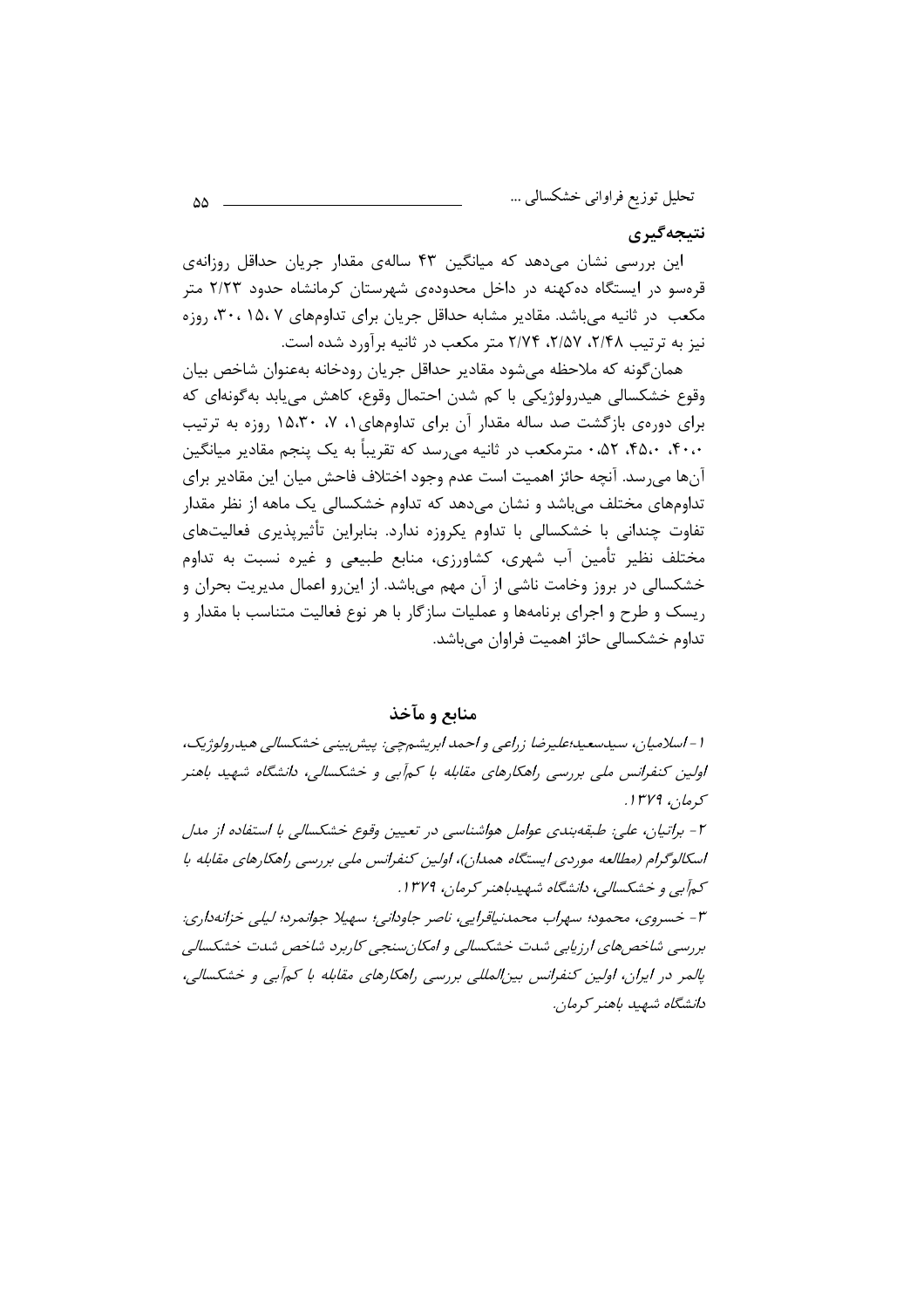## نتیجه‌گیری

این بررسی نشان می‌دهد که میانگین ۴۳ ساله‌ی مقدار جریان حداقل روزانه‌ی قره‌سو در ایستگاه ده‌کهنه در داخل محدوده‌ی شهرستان کرمانشاه حدود ۲/۲۳ متر مکعب در ثانیه می‌باشد. مقادیر مشابه حداقل جریان برای تداوم‌های ۷، ۱۵، ۳۰، روزه نیز به ترتیب ۲/۴۸، ۲/۵۷، ۲/۷۴ متر مکعب در ثانیه برآورد شده است.

همان‌گونه که ملاحظه می‌شود مقادیر حداقل جریان رودخانه به‌عنوان شاخص بیان وقوع خشکسالی هیدرولوژیکی با کم شدن احتمال وقوع، کاهش می‌یابد به‌گونه‌ای که برای دوره‌ی بازگشت صد ساله مقدار آن برای تداوم‌های ۱، ۷، ۱۵،۳۰ روزه به ترتیب ۰،۴۰، ۰،۴۵، ۰،۵۲ مترمکعب در ثانیه می‌رسد که تقریباً به یک پنجم مقادیر میانگین آن‌ها می‌رسد. آنچه حائز اهمیت است عدم وجود اختلاف فاحش میان این مقادیر برای تداوم‌های مختلف می‌باشد و نشان می‌دهد که تداوم خشکسالی یک ماهه از نظر مقدار تفاوت چندانی با خشکسالی با تداوم یکروزه ندارد. بنابراین تأثیرپذیری فعالیت‌های مختلف نظیر تأمین آب شهری، کشاورزی، منابع طبیعی و غیره نسبت به تداوم خشکسالی در بروز وخامت ناشی از آن مهم می‌باشد. از این‌رو اعمال مدیریت بحران و ریسک و طرح و اجرای برنامه‌ها و عملیات سازگار با هر نوع فعالیت متناسب با مقدار و تداوم خشکسالی حائز اهمیت فراوان می‌باشد.

## منابع و مآخذ

۱- *اسلامیان، سیدسعید؛علیرضا زراعی و احمد ابریشم‌چی: پیش‌بینی خشکسالی هیدرولوژیک، اولین کنفرانس ملی بررسی راهکارهای مقابله با کم‌آبی و خشکسالی، دانشگاه شهید باهنر کرمان، ۱۳۷۹.*

۲- *براتیان، علی: طبقه‌بندی عوامل هواشناسی در تعیین وقوع خشکسالی با استفاده از مدل اسکالوگرام (مطالعه موردی ایستگاه همدان)، اولین کنفرانس ملی بررسی راهکارهای مقابله با کم‌آبی و خشکسالی، دانشگاه شهیدباهنر کرمان، ۱۳۷۹.*

۳- *خسروی، محمود؛ سهراب محمدنیاقرایی، ناصر جاودانی؛ سهیلا جوانمرد؛ لیلی خزانه‌داری: بررسی شاخص‌های ارزیابی شدت خشکسالی و امکان‌سنجی کاربرد شاخص شدت خشکسالی پالمر در ایران، اولین کنفرانس بین‌المللی بررسی راهکارهای مقابله با کم‌آبی و خشکسالی، دانشگاه شهید باهنر کرمان.*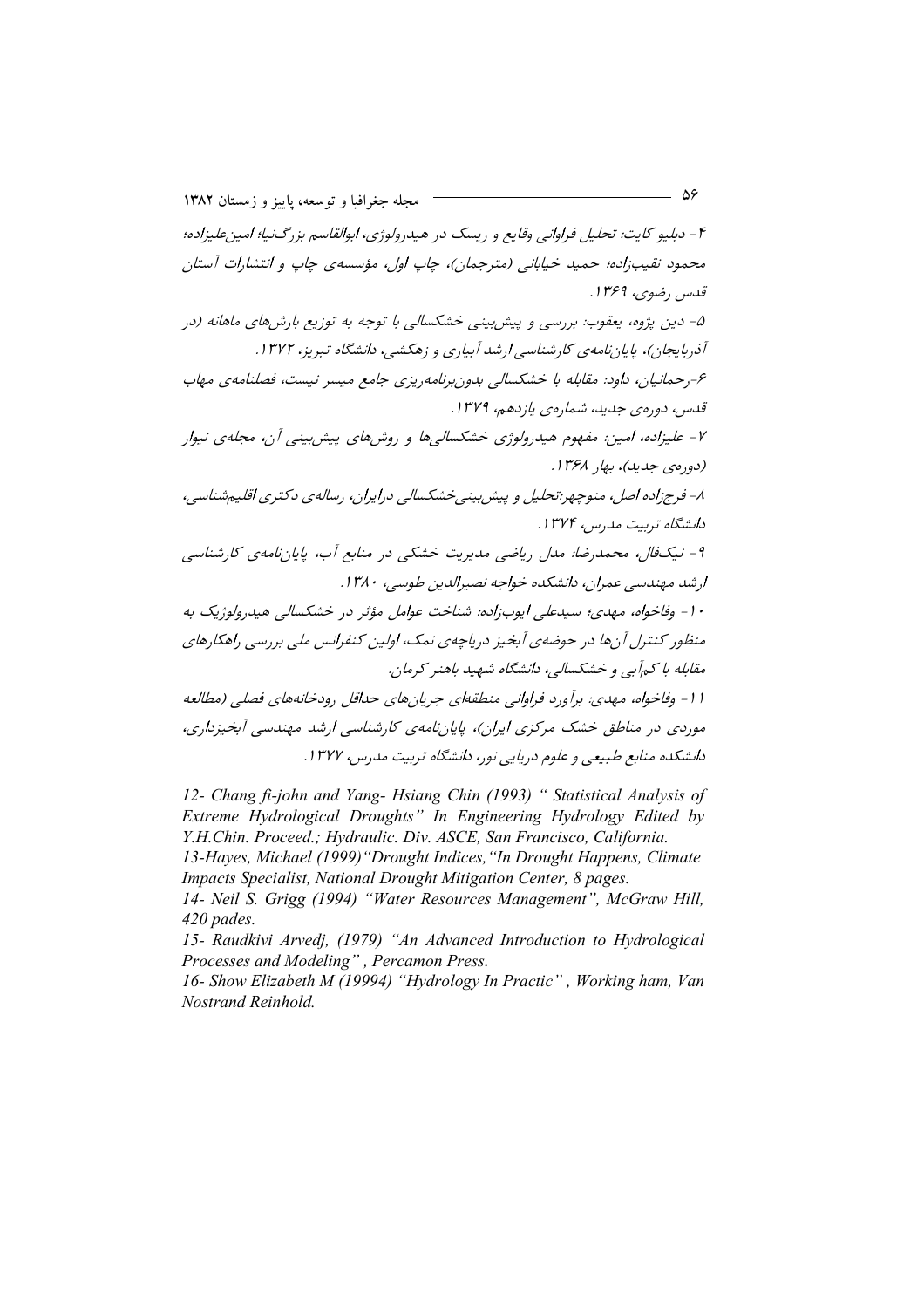۴- دبلیو کایت: تحلیل فراوانی وقایع و ریسک در هیدرولوژی، ابوالقاسم بزرگ‌نیا؛ امین‌علیزاده؛ محمود نقیب‌زاده؛ حمید خیابانی (مترجمان)، چاپ اول، مؤسسه‌ی چاپ و انتشارات آستان قدس رضوی، ۱۳۶۹.

۵- دین پژوه، یعقوب: بررسی و پیش‌بینی خشکسالی با توجه به توزیع بارش‌های ماهانه (در آذربایجان)، پایان‌نامه‌ی کارشناسی ارشد آبیاری و زهکشی، دانشگاه تبریز، ۱۳۷۲.

۶-رحمانیان، داود: مقابله با خشکسالی بدون‌برنامه‌ریزی جامع میسر نیست، فصلنامه‌ی مهاب قدس، دوره‌ی جدید، شماره‌ی یازدهم، ۱۳۷۹.

۷- علیزاده، امین: مفهوم هیدرولوژی خشکسالی‌ها و روش‌های پیش‌بینی آن، مجله‌ی نیوار (دوره‌ی جدید)، بهار ۱۳۶۸.

۸- فرجزاده اصل، منوچهر:تحلیل و پیش‌بینی‌خشکسالی درایران، رساله‌ی دکتری اقلیم‌شناسی، دانشگاه تربیت مدرس، ۱۳۷۴.

۹- نیک‌فال، محمدرضا: مدل ریاضی مدیریت خشکی در منابع آب، پایان‌نامه‌ی کارشناسی ارشد مهندسی عمران، دانشکده خواجه نصیرالدین طوسی، ۱۳۸۰.

۱۰- وفاخواه، مهدی؛ سیدعلی ایوب‌زاده: شناخت عوامل مؤثر در خشکسالی هیدرولوژیک به منظور کنترل آن‌ها در حوضه‌ی آبخیز دریاچه‌ی نمک، اولین کنفرانس ملی بررسی راهکارهای مقابله با کم‌آبی و خشکسالی، دانشگاه شهید باهنر کرمان.

۱۱- وفاخواه، مهدی: برآورد فراوانی منطقه‌ای جریان‌های حداقل رودخانه‌های فصلی (مطالعه موردی در مناطق خشک مرکزی ایران)، پایان‌نامه‌ی کارشناسی ارشد مهندسی آبخیزداری، دانشکده منابع طبیعی و علوم دریایی نور، دانشگاه تربیت مدرس، ۱۳۷۷.

*12- Chang fi-john and Yang- Hsiang Chin (1993) " Statistical Analysis of Extreme Hydrological Droughts" In Engineering Hydrology Edited by Y.H.Chin. Proceed.; Hydraulic. Div. ASCE, San Francisco, California.*

*13-Hayes, Michael (1999)"Drought Indices,"In Drought Happens, Climate Impacts Specialist, National Drought Mitigation Center, 8 pages.*

*14- Neil S. Grigg (1994) "Water Resources Management", McGraw Hill, 420 pades.*

*15- Raudkivi Arvedj, (1979) "An Advanced Introduction to Hydrological Processes and Modeling" , Percamon Press.*

*16- Show Elizabeth M (19994) "Hydrology In Practic" , Working ham, Van Nostrand Reinhold.*